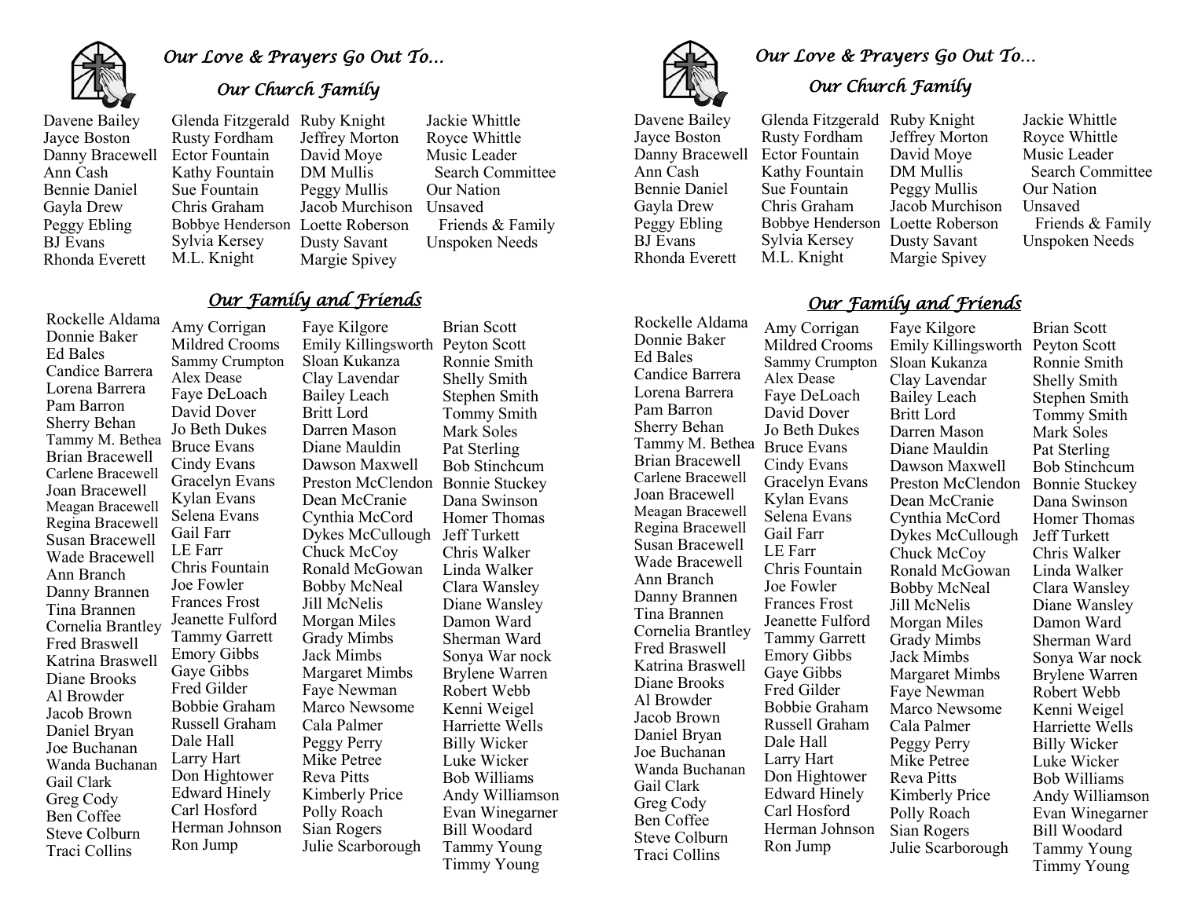## *Our Love & Prayers Go Out To…*

### *Our Church Family*

Davene Bailey
Jayce Boston
Danny Bracewell
Ann Cash
Bennie Daniel
Gayla Drew
Peggy Ebling
BJ Evans
Rhonda Everett
Glenda Fitzgerald
Rusty Fordham
Ector Fountain
Kathy Fountain
Sue Fountain
Chris Graham
Bobbye Henderson
Sylvia Kersey
M.L. Knight
Ruby Knight
Jeffrey Morton
David Moye
DM Mullis
Peggy Mullis
Jacob Murchison
Loette Roberson
Dusty Savant
Margie Spivey
Jackie Whittle
Royce Whittle
Music Leader Search Committee
Our Nation
Unsaved Friends & Family
Unspoken Needs

### *Our Family and Friends*

Rockelle Aldama
Donnie Baker
Ed Bales
Candice Barrera
Lorena Barrera
Pam Barron
Sherry Behan
Tammy M. Bethea
Brian Bracewell
Carlene Bracewell
Joan Bracewell
Meagan Bracewell
Regina Bracewell
Susan Bracewell
Wade Bracewell
Ann Branch
Danny Brannen
Tina Brannen
Cornelia Brantley
Fred Braswell
Katrina Braswell
Diane Brooks
Al Browder
Jacob Brown
Daniel Bryan
Joe Buchanan
Wanda Buchanan
Gail Clark
Greg Cody
Ben Coffee
Steve Colburn
Traci Collins
Amy Corrigan
Mildred Crooms
Sammy Crumpton
Alex Dease
Faye DeLoach
David Dover
Jo Beth Dukes
Bruce Evans
Cindy Evans
Gracelyn Evans
Kylan Evans
Selena Evans
Gail Farr
LE Farr
Chris Fountain
Joe Fowler
Frances Frost
Jeanette Fulford
Tammy Garrett
Emory Gibbs
Gaye Gibbs
Fred Gilder
Bobbie Graham
Russell Graham
Dale Hall
Larry Hart
Don Hightower
Edward Hinely
Carl Hosford
Herman Johnson
Ron Jump
Faye Kilgore
Emily Killingsworth
Sloan Kukanza
Clay Lavendar
Bailey Leach
Britt Lord
Darren Mason
Diane Mauldin
Dawson Maxwell
Preston McClendon
Dean McCranie
Cynthia McCord
Dykes McCullough
Chuck McCoy
Ronald McGowan
Bobby McNeal
Jill McNelis
Morgan Miles
Grady Mimbs
Jack Mimbs
Margaret Mimbs
Faye Newman
Marco Newsome
Cala Palmer
Peggy Perry
Mike Petree
Reva Pitts
Kimberly Price
Polly Roach
Sian Rogers
Julie Scarborough
Brian Scott
Peyton Scott
Ronnie Smith
Shelly Smith
Stephen Smith
Tommy Smith
Mark Soles
Pat Sterling
Bob Stinchcum
Bonnie Stuckey
Dana Swinson
Homer Thomas
Jeff Turkett
Chris Walker
Linda Walker
Clara Wansley
Diane Wansley
Damon Ward
Sherman Ward
Sonya War nock
Brylene Warren
Robert Webb
Kenni Weigel
Harriette Wells
Billy Wicker
Luke Wicker
Bob Williams
Andy Williamson
Evan Winegarner
Bill Woodard
Tammy Young
Timmy Young

## *Our Love & Prayers Go Out To…*

### *Our Church Family*

Davene Bailey
Jayce Boston
Danny Bracewell
Ann Cash
Bennie Daniel
Gayla Drew
Peggy Ebling
BJ Evans
Rhonda Everett
Glenda Fitzgerald
Rusty Fordham
Ector Fountain
Kathy Fountain
Sue Fountain
Chris Graham
Bobbye Henderson
Sylvia Kersey
M.L. Knight
Ruby Knight
Jeffrey Morton
David Moye
DM Mullis
Peggy Mullis
Jacob Murchison
Loette Roberson
Dusty Savant
Margie Spivey
Jackie Whittle
Royce Whittle
Music Leader Search Committee
Our Nation
Unsaved Friends & Family
Unspoken Needs

### *Our Family and Friends*

Rockelle Aldama
Donnie Baker
Ed Bales
Candice Barrera
Lorena Barrera
Pam Barron
Sherry Behan
Tammy M. Bethea
Brian Bracewell
Carlene Bracewell
Joan Bracewell
Meagan Bracewell
Regina Bracewell
Susan Bracewell
Wade Bracewell
Ann Branch
Danny Brannen
Tina Brannen
Cornelia Brantley
Fred Braswell
Katrina Braswell
Diane Brooks
Al Browder
Jacob Brown
Daniel Bryan
Joe Buchanan
Wanda Buchanan
Gail Clark
Greg Cody
Ben Coffee
Steve Colburn
Traci Collins
Amy Corrigan
Mildred Crooms
Sammy Crumpton
Alex Dease
Faye DeLoach
David Dover
Jo Beth Dukes
Bruce Evans
Cindy Evans
Gracelyn Evans
Kylan Evans
Selena Evans
Gail Farr
LE Farr
Chris Fountain
Joe Fowler
Frances Frost
Jeanette Fulford
Tammy Garrett
Emory Gibbs
Gaye Gibbs
Fred Gilder
Bobbie Graham
Russell Graham
Dale Hall
Larry Hart
Don Hightower
Edward Hinely
Carl Hosford
Herman Johnson
Ron Jump
Faye Kilgore
Emily Killingsworth
Sloan Kukanza
Clay Lavendar
Bailey Leach
Britt Lord
Darren Mason
Diane Mauldin
Dawson Maxwell
Preston McClendon
Dean McCranie
Cynthia McCord
Dykes McCullough
Chuck McCoy
Ronald McGowan
Bobby McNeal
Jill McNelis
Morgan Miles
Grady Mimbs
Jack Mimbs
Margaret Mimbs
Faye Newman
Marco Newsome
Cala Palmer
Peggy Perry
Mike Petree
Reva Pitts
Kimberly Price
Polly Roach
Sian Rogers
Julie Scarborough
Brian Scott
Peyton Scott
Ronnie Smith
Shelly Smith
Stephen Smith
Tommy Smith
Mark Soles
Pat Sterling
Bob Stinchcum
Bonnie Stuckey
Dana Swinson
Homer Thomas
Jeff Turkett
Chris Walker
Linda Walker
Clara Wansley
Diane Wansley
Damon Ward
Sherman Ward
Sonya War nock
Brylene Warren
Robert Webb
Kenni Weigel
Harriette Wells
Billy Wicker
Luke Wicker
Bob Williams
Andy Williamson
Evan Winegarner
Bill Woodard
Tammy Young
Timmy Young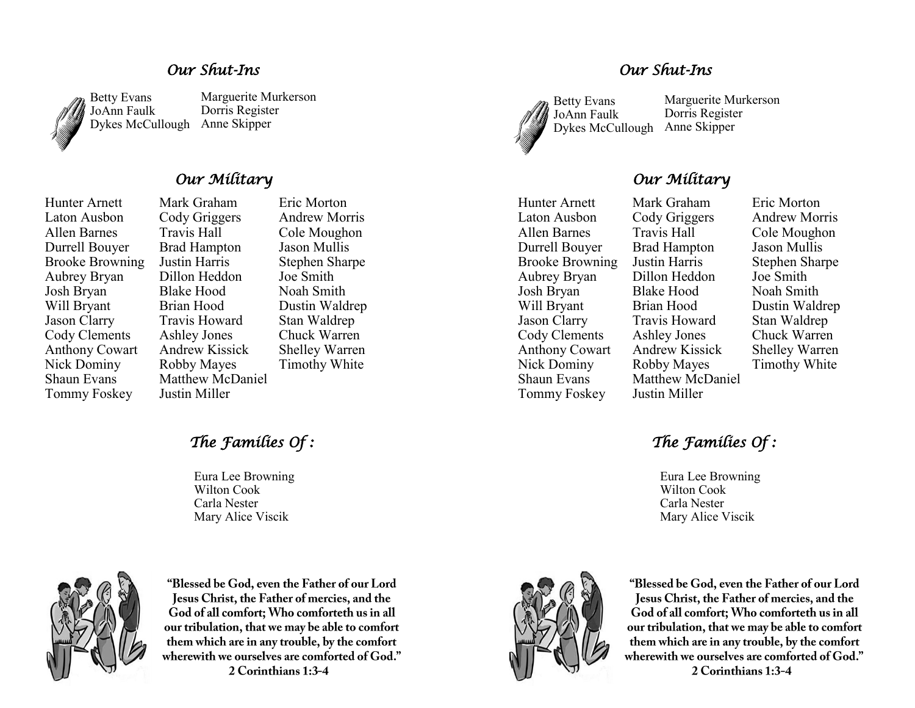## *Our Shut-Ins*

Betty Evans
JoAnn Faulk
Dykes McCullough
Marguerite Murkerson
Dorris Register
Anne Skipper

## *Our Military*

Hunter Arnett
Laton Ausbon
Allen Barnes
Durrell Bouyer
Brooke Browning
Aubrey Bryan
Josh Bryan
Will Bryant
Jason Clarry
Cody Clements
Anthony Cowart
Nick Dominy
Shaun Evans
Tommy Foskey
Mark Graham
Cody Griggers
Travis Hall
Brad Hampton
Justin Harris
Dillon Heddon
Blake Hood
Brian Hood
Travis Howard
Ashley Jones
Andrew Kissick
Robby Mayes
Matthew McDaniel
Justin Miller
Eric Morton
Andrew Morris
Cole Moughon
Jason Mullis
Stephen Sharpe
Joe Smith
Noah Smith
Dustin Waldrep
Stan Waldrep
Chuck Warren
Shelley Warren
Timothy White

## *The Families Of :*

Eura Lee Browning
Wilton Cook
Carla Nester
Mary Alice Viscik

**"Blessed be God, even the Father of our Lord Jesus Christ, the Father of mercies, and the God of all comfort; Who comforteth us in all our tribulation, that we may be able to comfort them which are in any trouble, by the comfort wherewith we ourselves are comforted of God."**
**2 Corinthians 1:3-4**

## *Our Shut-Ins*

Betty Evans
JoAnn Faulk
Dykes McCullough
Marguerite Murkerson
Dorris Register
Anne Skipper

## *Our Military*

Hunter Arnett
Laton Ausbon
Allen Barnes
Durrell Bouyer
Brooke Browning
Aubrey Bryan
Josh Bryan
Will Bryant
Jason Clarry
Cody Clements
Anthony Cowart
Nick Dominy
Shaun Evans
Tommy Foskey
Mark Graham
Cody Griggers
Travis Hall
Brad Hampton
Justin Harris
Dillon Heddon
Blake Hood
Brian Hood
Travis Howard
Ashley Jones
Andrew Kissick
Robby Mayes
Matthew McDaniel
Justin Miller
Eric Morton
Andrew Morris
Cole Moughon
Jason Mullis
Stephen Sharpe
Joe Smith
Noah Smith
Dustin Waldrep
Stan Waldrep
Chuck Warren
Shelley Warren
Timothy White

## *The Families Of :*

Eura Lee Browning
Wilton Cook
Carla Nester
Mary Alice Viscik

**"Blessed be God, even the Father of our Lord Jesus Christ, the Father of mercies, and the God of all comfort; Who comforteth us in all our tribulation, that we may be able to comfort them which are in any trouble, by the comfort wherewith we ourselves are comforted of God."**
**2 Corinthians 1:3-4**